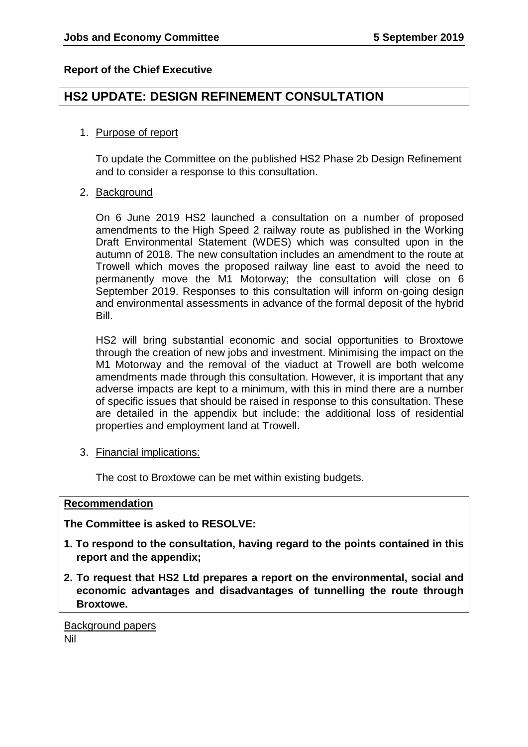**Report of the Chief Executive**

# HS2 UPDATE: DESIGN REFINEMENT CONSULTATION

1. Purpose of report

   To update the Committee on the published HS2 Phase 2b Design Refinement and to consider a response to this consultation.

2. Background

   On 6 June 2019 HS2 launched a consultation on a number of proposed amendments to the High Speed 2 railway route as published in the Working Draft Environmental Statement (WDES) which was consulted upon in the autumn of 2018. The new consultation includes an amendment to the route at Trowell which moves the proposed railway line east to avoid the need to permanently move the M1 Motorway; the consultation will close on 6 September 2019. Responses to this consultation will inform on-going design and environmental assessments in advance of the formal deposit of the hybrid Bill.

   HS2 will bring substantial economic and social opportunities to Broxtowe through the creation of new jobs and investment. Minimising the impact on the M1 Motorway and the removal of the viaduct at Trowell are both welcome amendments made through this consultation. However, it is important that any adverse impacts are kept to a minimum, with this in mind there are a number of specific issues that should be raised in response to this consultation. These are detailed in the appendix but include: the additional loss of residential properties and employment land at Trowell.

3. Financial implications:

   The cost to Broxtowe can be met within existing budgets.

**Recommendation**

**The Committee is asked to RESOLVE:**

1. **To respond to the consultation, having regard to the points contained in this report and the appendix;**
2. **To request that HS2 Ltd prepares a report on the environmental, social and economic advantages and disadvantages of tunnelling the route through Broxtowe.**

Background papers
Nil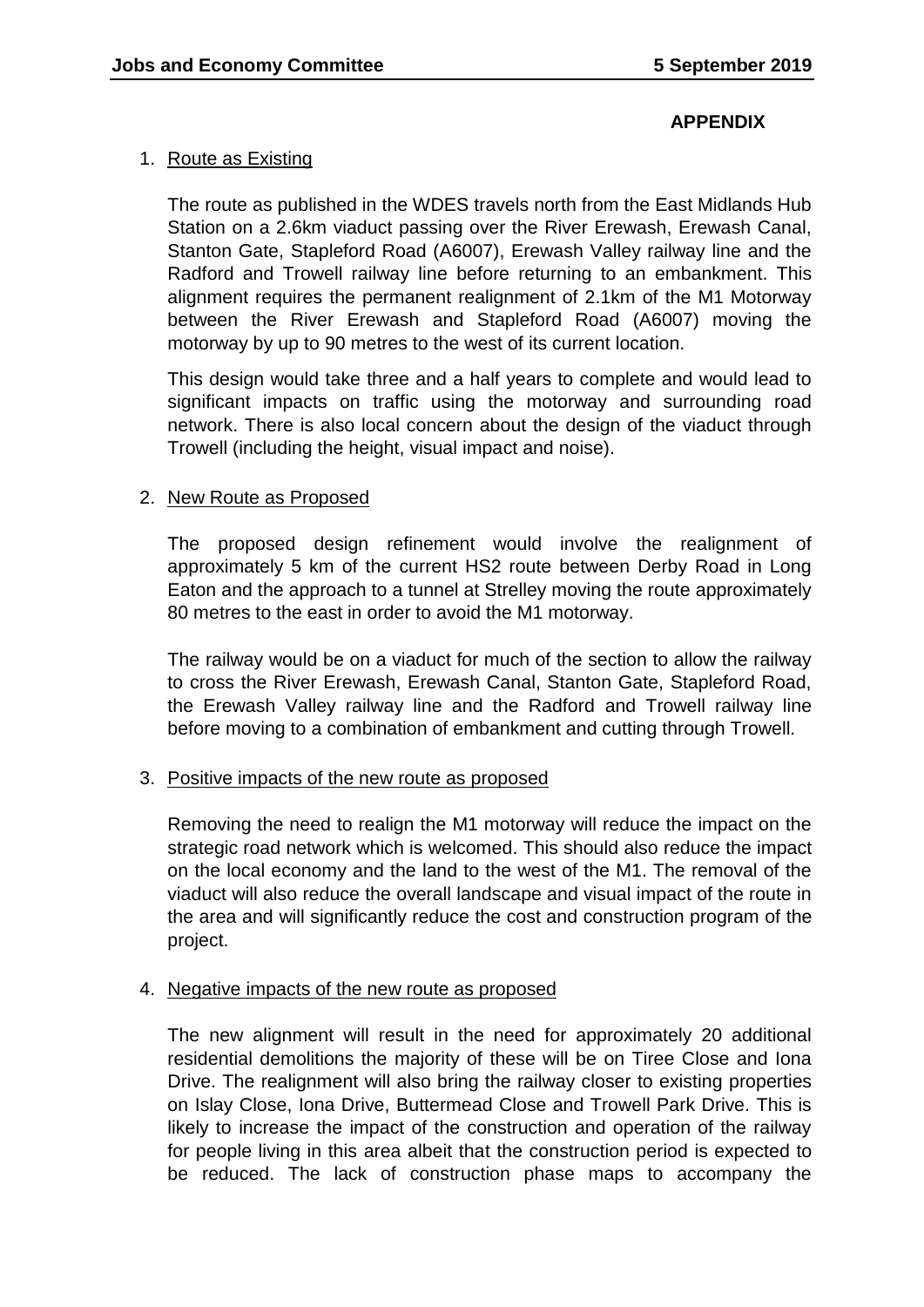**APPENDIX**

1. Route as Existing

   The route as published in the WDES travels north from the East Midlands Hub Station on a 2.6km viaduct passing over the River Erewash, Erewash Canal, Stanton Gate, Stapleford Road (A6007), Erewash Valley railway line and the Radford and Trowell railway line before returning to an embankment. This alignment requires the permanent realignment of 2.1km of the M1 Motorway between the River Erewash and Stapleford Road (A6007) moving the motorway by up to 90 metres to the west of its current location.

   This design would take three and a half years to complete and would lead to significant impacts on traffic using the motorway and surrounding road network. There is also local concern about the design of the viaduct through Trowell (including the height, visual impact and noise).

2. New Route as Proposed

   The proposed design refinement would involve the realignment of approximately 5 km of the current HS2 route between Derby Road in Long Eaton and the approach to a tunnel at Strelley moving the route approximately 80 metres to the east in order to avoid the M1 motorway.

   The railway would be on a viaduct for much of the section to allow the railway to cross the River Erewash, Erewash Canal, Stanton Gate, Stapleford Road, the Erewash Valley railway line and the Radford and Trowell railway line before moving to a combination of embankment and cutting through Trowell.

3. Positive impacts of the new route as proposed

   Removing the need to realign the M1 motorway will reduce the impact on the strategic road network which is welcomed. This should also reduce the impact on the local economy and the land to the west of the M1. The removal of the viaduct will also reduce the overall landscape and visual impact of the route in the area and will significantly reduce the cost and construction program of the project.

4. Negative impacts of the new route as proposed

   The new alignment will result in the need for approximately 20 additional residential demolitions the majority of these will be on Tiree Close and Iona Drive. The realignment will also bring the railway closer to existing properties on Islay Close, Iona Drive, Buttermead Close and Trowell Park Drive. This is likely to increase the impact of the construction and operation of the railway for people living in this area albeit that the construction period is expected to be reduced. The lack of construction phase maps to accompany the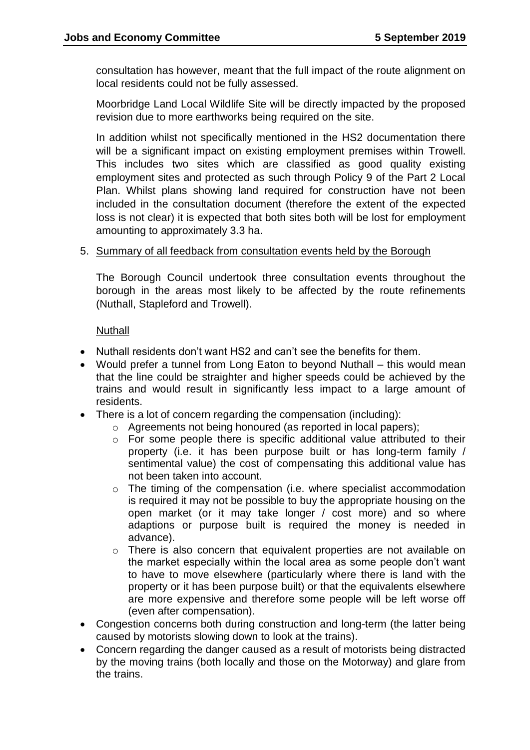consultation has however, meant that the full impact of the route alignment on local residents could not be fully assessed.

Moorbridge Land Local Wildlife Site will be directly impacted by the proposed revision due to more earthworks being required on the site.

In addition whilst not specifically mentioned in the HS2 documentation there will be a significant impact on existing employment premises within Trowell. This includes two sites which are classified as good quality existing employment sites and protected as such through Policy 9 of the Part 2 Local Plan. Whilst plans showing land required for construction have not been included in the consultation document (therefore the extent of the expected loss is not clear) it is expected that both sites both will be lost for employment amounting to approximately 3.3 ha.

5. Summary of all feedback from consultation events held by the Borough

The Borough Council undertook three consultation events throughout the borough in the areas most likely to be affected by the route refinements (Nuthall, Stapleford and Trowell).

Nuthall

- Nuthall residents don't want HS2 and can't see the benefits for them.
- Would prefer a tunnel from Long Eaton to beyond Nuthall – this would mean that the line could be straighter and higher speeds could be achieved by the trains and would result in significantly less impact to a large amount of residents.
- There is a lot of concern regarding the compensation (including):
  - Agreements not being honoured (as reported in local papers);
  - For some people there is specific additional value attributed to their property (i.e. it has been purpose built or has long-term family / sentimental value) the cost of compensating this additional value has not been taken into account.
  - The timing of the compensation (i.e. where specialist accommodation is required it may not be possible to buy the appropriate housing on the open market (or it may take longer / cost more) and so where adaptions or purpose built is required the money is needed in advance).
  - There is also concern that equivalent properties are not available on the market especially within the local area as some people don't want to have to move elsewhere (particularly where there is land with the property or it has been purpose built) or that the equivalents elsewhere are more expensive and therefore some people will be left worse off (even after compensation).
- Congestion concerns both during construction and long-term (the latter being caused by motorists slowing down to look at the trains).
- Concern regarding the danger caused as a result of motorists being distracted by the moving trains (both locally and those on the Motorway) and glare from the trains.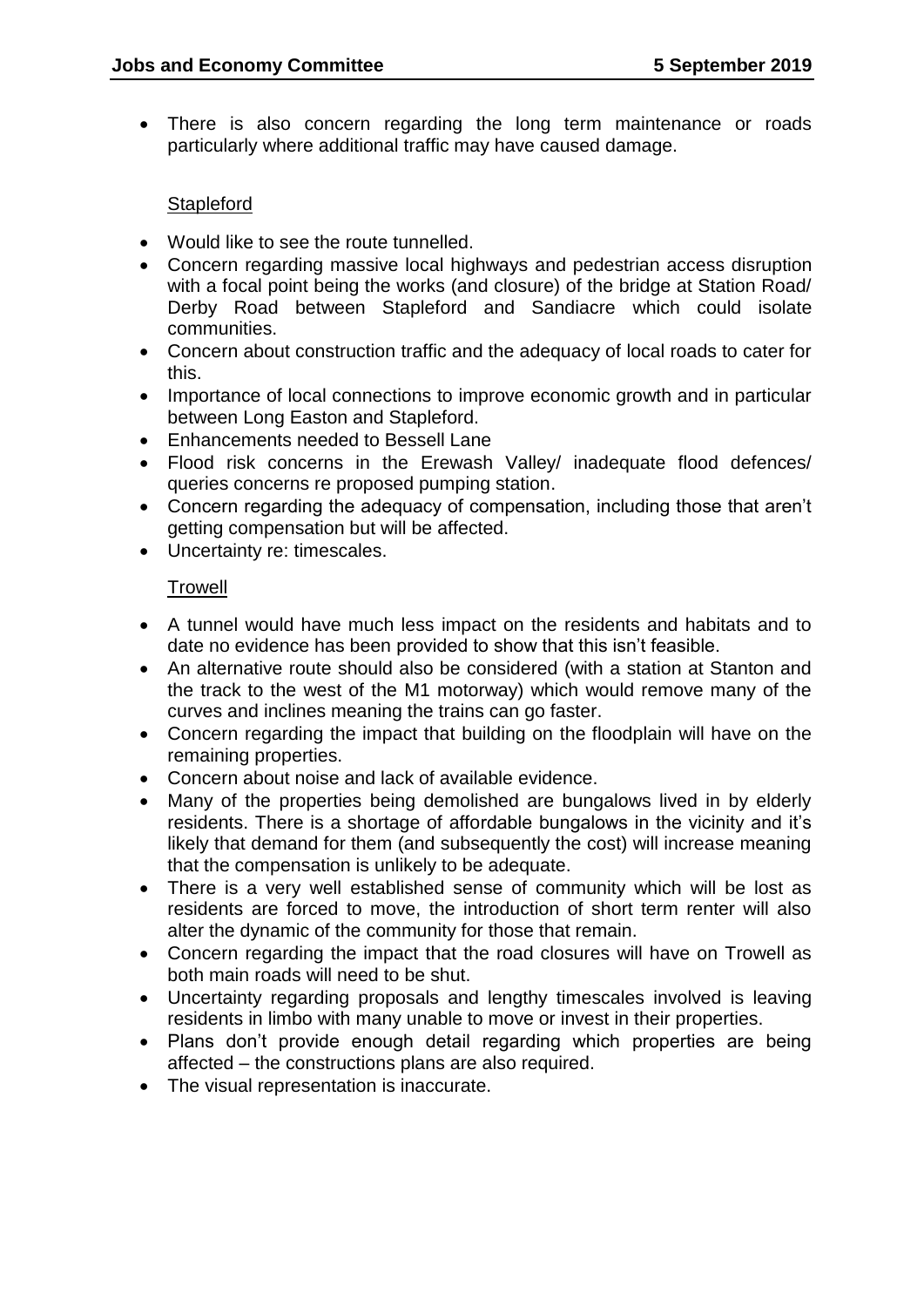- There is also concern regarding the long term maintenance or roads particularly where additional traffic may have caused damage.

<u>Stapleford</u>

- Would like to see the route tunnelled.
- Concern regarding massive local highways and pedestrian access disruption with a focal point being the works (and closure) of the bridge at Station Road/ Derby Road between Stapleford and Sandiacre which could isolate communities.
- Concern about construction traffic and the adequacy of local roads to cater for this.
- Importance of local connections to improve economic growth and in particular between Long Easton and Stapleford.
- Enhancements needed to Bessell Lane
- Flood risk concerns in the Erewash Valley/ inadequate flood defences/ queries concerns re proposed pumping station.
- Concern regarding the adequacy of compensation, including those that aren't getting compensation but will be affected.
- Uncertainty re: timescales.

<u>Trowell</u>

- A tunnel would have much less impact on the residents and habitats and to date no evidence has been provided to show that this isn't feasible.
- An alternative route should also be considered (with a station at Stanton and the track to the west of the M1 motorway) which would remove many of the curves and inclines meaning the trains can go faster.
- Concern regarding the impact that building on the floodplain will have on the remaining properties.
- Concern about noise and lack of available evidence.
- Many of the properties being demolished are bungalows lived in by elderly residents. There is a shortage of affordable bungalows in the vicinity and it's likely that demand for them (and subsequently the cost) will increase meaning that the compensation is unlikely to be adequate.
- There is a very well established sense of community which will be lost as residents are forced to move, the introduction of short term renter will also alter the dynamic of the community for those that remain.
- Concern regarding the impact that the road closures will have on Trowell as both main roads will need to be shut.
- Uncertainty regarding proposals and lengthy timescales involved is leaving residents in limbo with many unable to move or invest in their properties.
- Plans don't provide enough detail regarding which properties are being affected – the constructions plans are also required.
- The visual representation is inaccurate.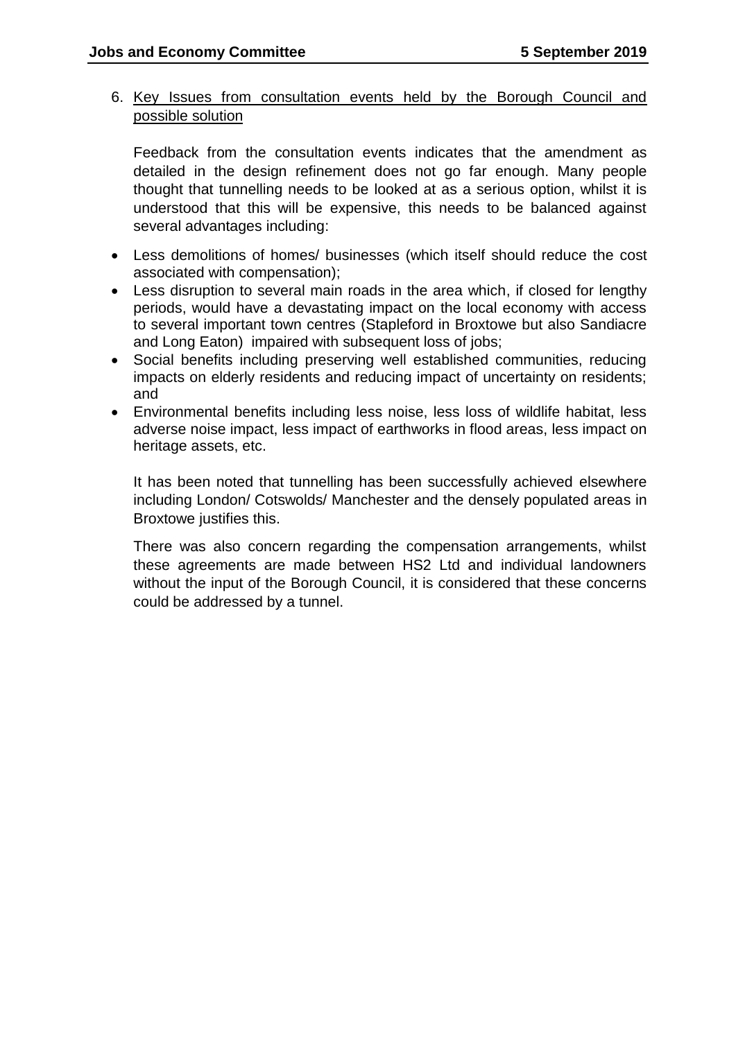6. Key Issues from consultation events held by the Borough Council and possible solution

Feedback from the consultation events indicates that the amendment as detailed in the design refinement does not go far enough. Many people thought that tunnelling needs to be looked at as a serious option, whilst it is understood that this will be expensive, this needs to be balanced against several advantages including:

- Less demolitions of homes/ businesses (which itself should reduce the cost associated with compensation);
- Less disruption to several main roads in the area which, if closed for lengthy periods, would have a devastating impact on the local economy with access to several important town centres (Stapleford in Broxtowe but also Sandiacre and Long Eaton) impaired with subsequent loss of jobs;
- Social benefits including preserving well established communities, reducing impacts on elderly residents and reducing impact of uncertainty on residents; and
- Environmental benefits including less noise, less loss of wildlife habitat, less adverse noise impact, less impact of earthworks in flood areas, less impact on heritage assets, etc.

It has been noted that tunnelling has been successfully achieved elsewhere including London/ Cotswolds/ Manchester and the densely populated areas in Broxtowe justifies this.

There was also concern regarding the compensation arrangements, whilst these agreements are made between HS2 Ltd and individual landowners without the input of the Borough Council, it is considered that these concerns could be addressed by a tunnel.